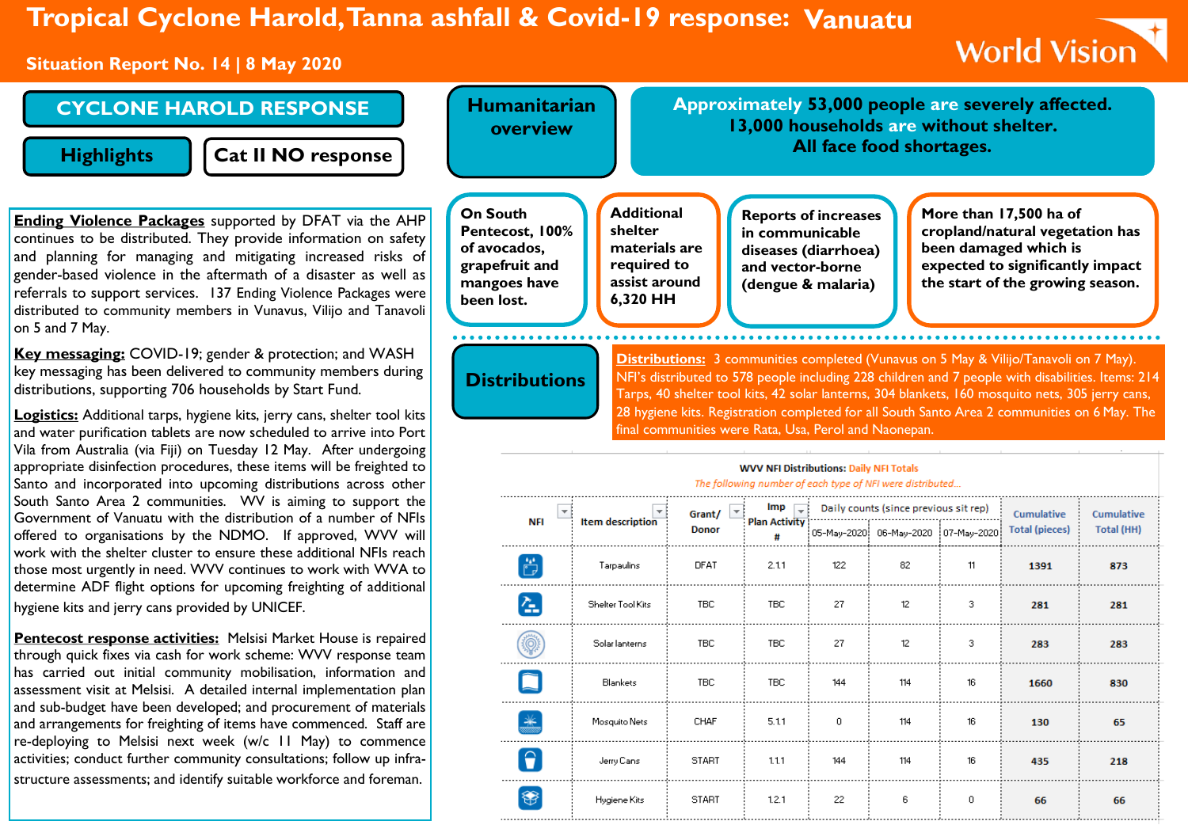# Tropical Cyclone Harold, Tanna ashfall & Covid-19 response: Vanuatu

**Situation Report No. 14 | 8 May 2020**

World Vision

## CYCLONE HAROLD RESPONSE

**Highlights** | **Cat II NO response**

**Ending Violence Packages** supported by DFAT via the AHP continues to be distributed. They provide information on safety and planning for managing and mitigating increased risks of gender-based violence in the aftermath of a disaster as well as referrals to support services. 137 Ending Violence Packages were distributed to community members in Vunavus, Vilijo and Tanavoli on 5 and 7 May.

**Key messaging:** COVID-19; gender & protection; and WASH key messaging has been delivered to community members during distributions, supporting 706 households by Start Fund.

**Logistics:** Additional tarps, hygiene kits, jerry cans, shelter tool kits and water purification tablets are now scheduled to arrive into Port Vila from Australia (via Fiji) on Tuesday 12 May. After undergoing appropriate disinfection procedures, these items will be freighted to Santo and incorporated into upcoming distributions across other South Santo Area 2 communities. WV is aiming to support the Government of Vanuatu with the distribution of a number of NFIs offered to organisations by the NDMO. If approved, WVV will work with the shelter cluster to ensure these additional NFIs reach those most urgently in need. WVV continues to work with WVA to determine ADF flight options for upcoming freighting of additional hygiene kits and jerry cans provided by UNICEF.

**Pentecost response activities:** Melsisi Market House is repaired through quick fixes via cash for work scheme: WVV response team has carried out initial community mobilisation, information and assessment visit at Melsisi. A detailed internal implementation plan and sub-budget have been developed; and procurement of materials and arrangements for freighting of items have commenced. Staff are re-deploying to Melsisi next week (w/c 11 May) to commence activities; conduct further community consultations; follow up infra-structure assessments; and identify suitable workforce and foreman.

## Humanitarian overview

**Approximately 53,000 people are severely affected. 13,000 households are without shelter. All face food shortages.**

- **On South Pentecost, 100% of avocados, grapefruit and mangoes have been lost.**
- **Additional shelter materials are required to assist around 6,320 HH**
- **Reports of increases in communicable diseases (diarrhoea) and vector-borne (dengue & malaria)**
- **More than 17,500 ha of cropland/natural vegetation has been damaged which is expected to significantly impact the start of the growing season.**

## Distributions

**Distributions:** 3 communities completed (Vunavus on 5 May & Vilijo/Tanavoli on 7 May). NFI's distributed to 578 people including 228 children and 7 people with disabilities. Items: 214 Tarps, 40 shelter tool kits, 42 solar lanterns, 304 blankets, 160 mosquito nets, 305 jerry cans, 28 hygiene kits. Registration completed for all South Santo Area 2 communities on 6 May. The final communities were Rata, Usa, Perol and Naonepan.

**WVV NFI Distributions: Daily NFI Totals**

*The following number of each type of NFI were distributed...*

| NFI | Item description | Grant/ Donor | Imp Plan Activity # | Daily counts (since previous sit rep) 05-May-2020 | 06-May-2020 | 07-May-2020 | Cumulative Total (pieces) | Cumulative Total (HH) |
|---|---|---|---|---|---|---|---|---|
| | Tarpaulins | DFAT | 2.1.1 | 122 | 82 | 11 | 1391 | 873 |
| | Shelter Tool Kits | TBC | TBC | 27 | 12 | 3 | 281 | 281 |
| | Solar lanterns | TBC | TBC | 27 | 12 | 3 | 283 | 283 |
| | Blankets | TBC | TBC | 144 | 114 | 16 | 1660 | 830 |
| | Mosquito Nets | CHAF | 5.1.1 | 0 | 114 | 16 | 130 | 65 |
| | Jerry Cans | START | 1.1.1 | 144 | 114 | 16 | 435 | 218 |
| | Hygiene Kits | START | 1.2.1 | 22 | 6 | 0 | 66 | 66 |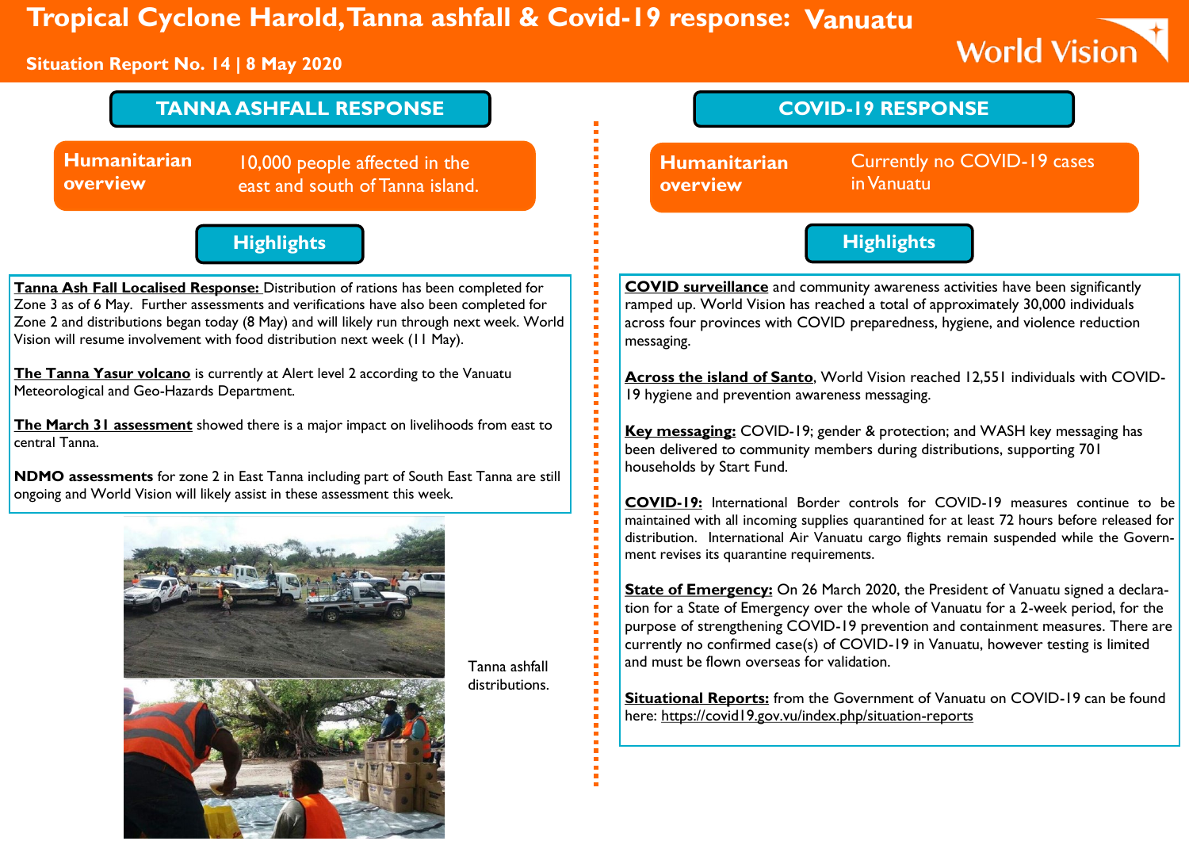# Tropical Cyclone Harold, Tanna ashfall & Covid-19 response: Vanuatu

**Situation Report No. 14 | 8 May 2020**

## TANNA ASHFALL RESPONSE

**Humanitarian overview**

10,000 people affected in the east and south of Tanna island.

### Highlights

**Tanna Ash Fall Localised Response:** Distribution of rations has been completed for Zone 3 as of 6 May. Further assessments and verifications have also been completed for Zone 2 and distributions began today (8 May) and will likely run through next week. World Vision will resume involvement with food distribution next week (11 May).

**The Tanna Yasur volcano** is currently at Alert level 2 according to the Vanuatu Meteorological and Geo-Hazards Department.

**The March 31 assessment** showed there is a major impact on livelihoods from east to central Tanna.

**NDMO assessments** for zone 2 in East Tanna including part of South East Tanna are still ongoing and World Vision will likely assist in these assessment this week.

Tanna ashfall distributions.

## COVID-19 RESPONSE

**Humanitarian overview**

Currently no COVID-19 cases in Vanuatu

### Highlights

**COVID surveillance** and community awareness activities have been significantly ramped up. World Vision has reached a total of approximately 30,000 individuals across four provinces with COVID preparedness, hygiene, and violence reduction messaging.

**Across the island of Santo**, World Vision reached 12,551 individuals with COVID-19 hygiene and prevention awareness messaging.

**Key messaging:** COVID-19; gender & protection; and WASH key messaging has been delivered to community members during distributions, supporting 701 households by Start Fund.

**COVID-19:** International Border controls for COVID-19 measures continue to be maintained with all incoming supplies quarantined for at least 72 hours before released for distribution. International Air Vanuatu cargo flights remain suspended while the Government revises its quarantine requirements.

**State of Emergency:** On 26 March 2020, the President of Vanuatu signed a declaration for a State of Emergency over the whole of Vanuatu for a 2-week period, for the purpose of strengthening COVID-19 prevention and containment measures. There are currently no confirmed case(s) of COVID-19 in Vanuatu, however testing is limited and must be flown overseas for validation.

**Situational Reports:** from the Government of Vanuatu on COVID-19 can be found here: https://covid19.gov.vu/index.php/situation-reports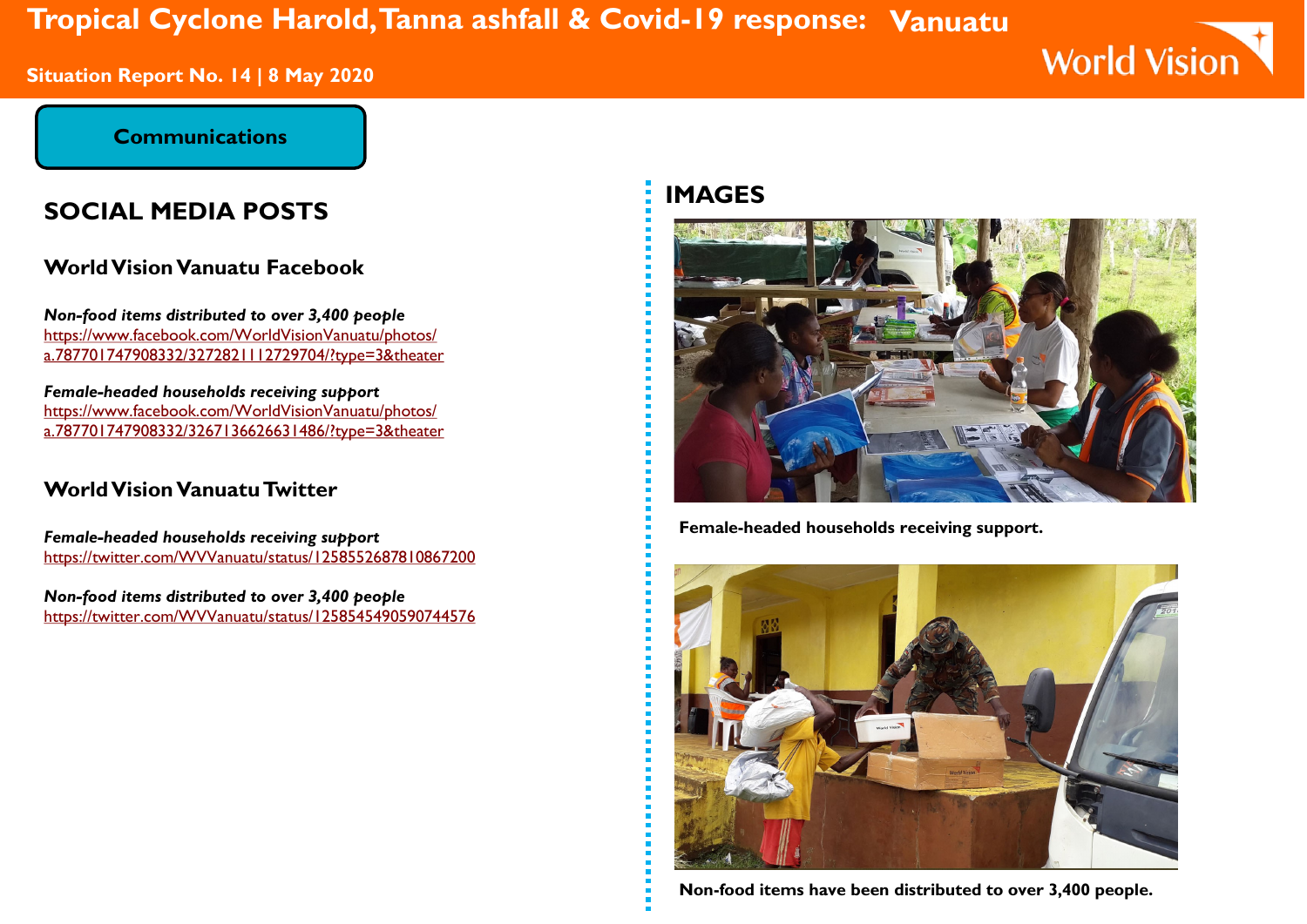# Tropical Cyclone Harold, Tanna ashfall & Covid-19 response: Vanuatu

Situation Report No. 14 | 8 May 2020

## Communications

## SOCIAL MEDIA POSTS

### World Vision Vanuatu Facebook

***Non-food items distributed to over 3,400 people***
https://www.facebook.com/WorldVisionVanuatu/photos/a.787701747908332/3272821112729704/?type=3&theater

***Female-headed households receiving support***
https://www.facebook.com/WorldVisionVanuatu/photos/a.787701747908332/3267136626631486/?type=3&theater

### World Vision Vanuatu Twitter

***Female-headed households receiving support***
https://twitter.com/WVVanuatu/status/1258552687810867200

***Non-food items distributed to over 3,400 people***
https://twitter.com/WVVanuatu/status/1258545490590744576

## IMAGES

**Female-headed households receiving support.**

**Non-food items have been distributed to over 3,400 people.**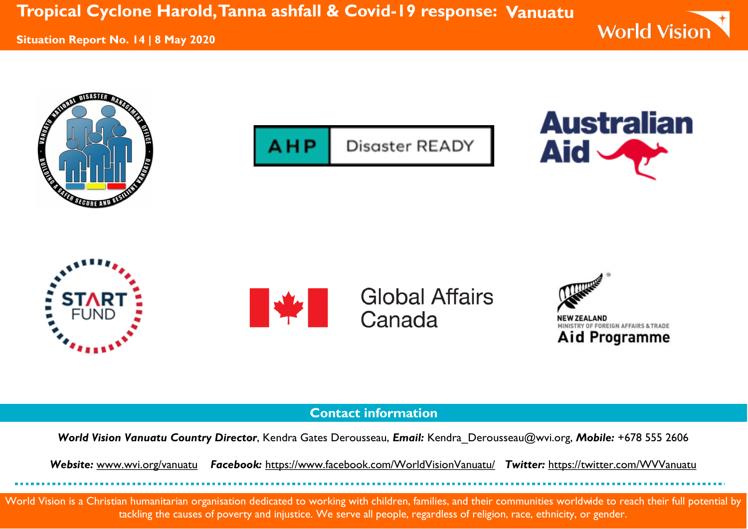# Tropical Cyclone Harold, Tanna ashfall & Covid-19 response: Vanuatu

**Situation Report No. 14 | 8 May 2020**

## Contact information

***World Vision Vanuatu Country Director***, Kendra Gates Derousseau, ***Email:*** Kendra_Derousseau@wvi.org, ***Mobile:*** +678 555 2606

***Website:*** www.wvi.org/vanuatu ***Facebook:*** https://www.facebook.com/WorldVisionVanuatu/ ***Twitter:*** https://twitter.com/WVVanuatu

World Vision is a Christian humanitarian organisation dedicated to working with children, families, and their communities worldwide to reach their full potential by tackling the causes of poverty and injustice. We serve all people, regardless of religion, race, ethnicity, or gender.